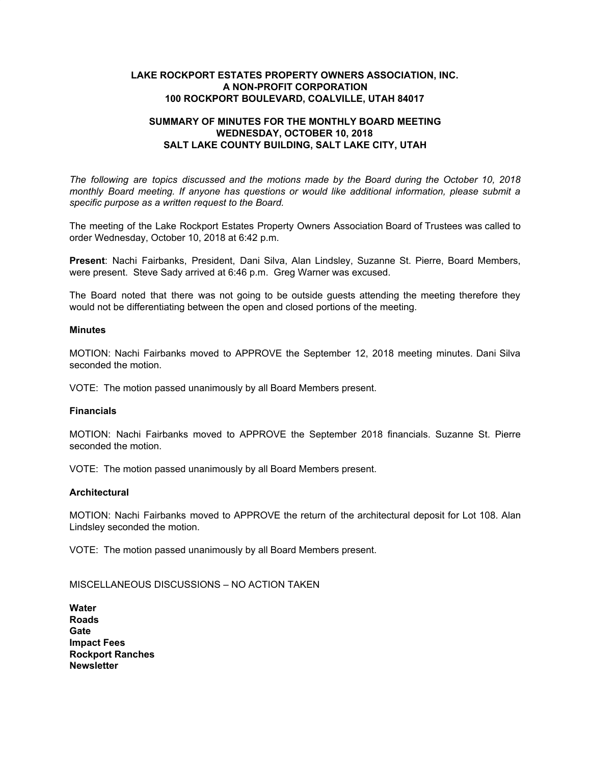**LAKE ROCKPORT ESTATES PROPERTY OWNERS ASSOCIATION, INC.**
**A NON-PROFIT CORPORATION**
**100 ROCKPORT BOULEVARD, COALVILLE, UTAH 84017**

**SUMMARY OF MINUTES FOR THE MONTHLY BOARD MEETING**
**WEDNESDAY, OCTOBER 10, 2018**
**SALT LAKE COUNTY BUILDING, SALT LAKE CITY, UTAH**

*The following are topics discussed and the motions made by the Board during the October 10, 2018 monthly Board meeting. If anyone has questions or would like additional information, please submit a specific purpose as a written request to the Board.*

The meeting of the Lake Rockport Estates Property Owners Association Board of Trustees was called to order Wednesday, October 10, 2018 at 6:42 p.m.

**Present**: Nachi Fairbanks, President, Dani Silva, Alan Lindsley, Suzanne St. Pierre, Board Members, were present. Steve Sady arrived at 6:46 p.m. Greg Warner was excused.

The Board noted that there was not going to be outside guests attending the meeting therefore they would not be differentiating between the open and closed portions of the meeting.

**Minutes**

MOTION: Nachi Fairbanks moved to APPROVE the September 12, 2018 meeting minutes. Dani Silva seconded the motion.

VOTE: The motion passed unanimously by all Board Members present.

**Financials**

MOTION: Nachi Fairbanks moved to APPROVE the September 2018 financials. Suzanne St. Pierre seconded the motion.

VOTE: The motion passed unanimously by all Board Members present.

**Architectural**

MOTION: Nachi Fairbanks moved to APPROVE the return of the architectural deposit for Lot 108. Alan Lindsley seconded the motion.

VOTE: The motion passed unanimously by all Board Members present.

MISCELLANEOUS DISCUSSIONS – NO ACTION TAKEN

**Water**
**Roads**
**Gate**
**Impact Fees**
**Rockport Ranches**
**Newsletter**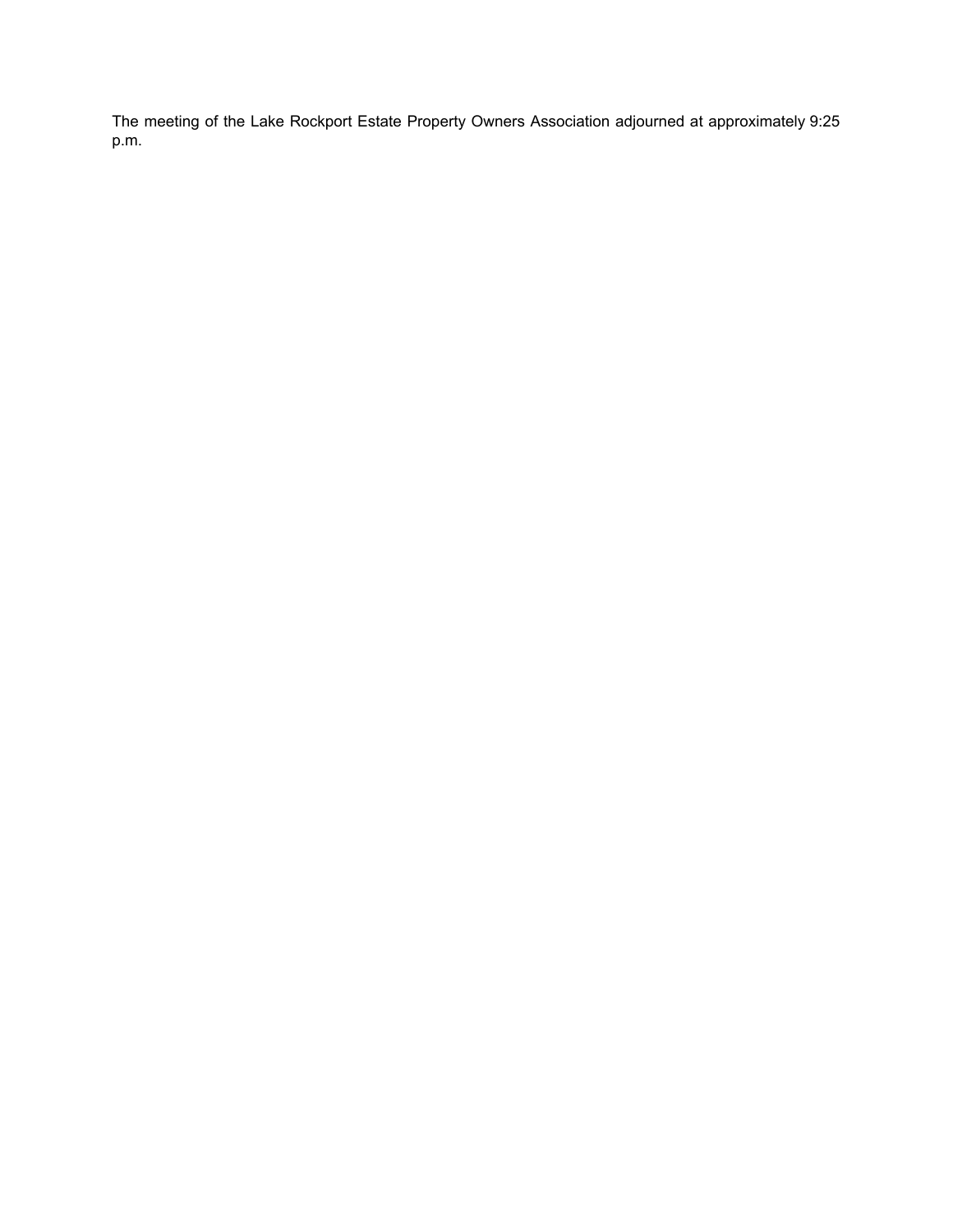The meeting of the Lake Rockport Estate Property Owners Association adjourned at approximately 9:25 p.m.